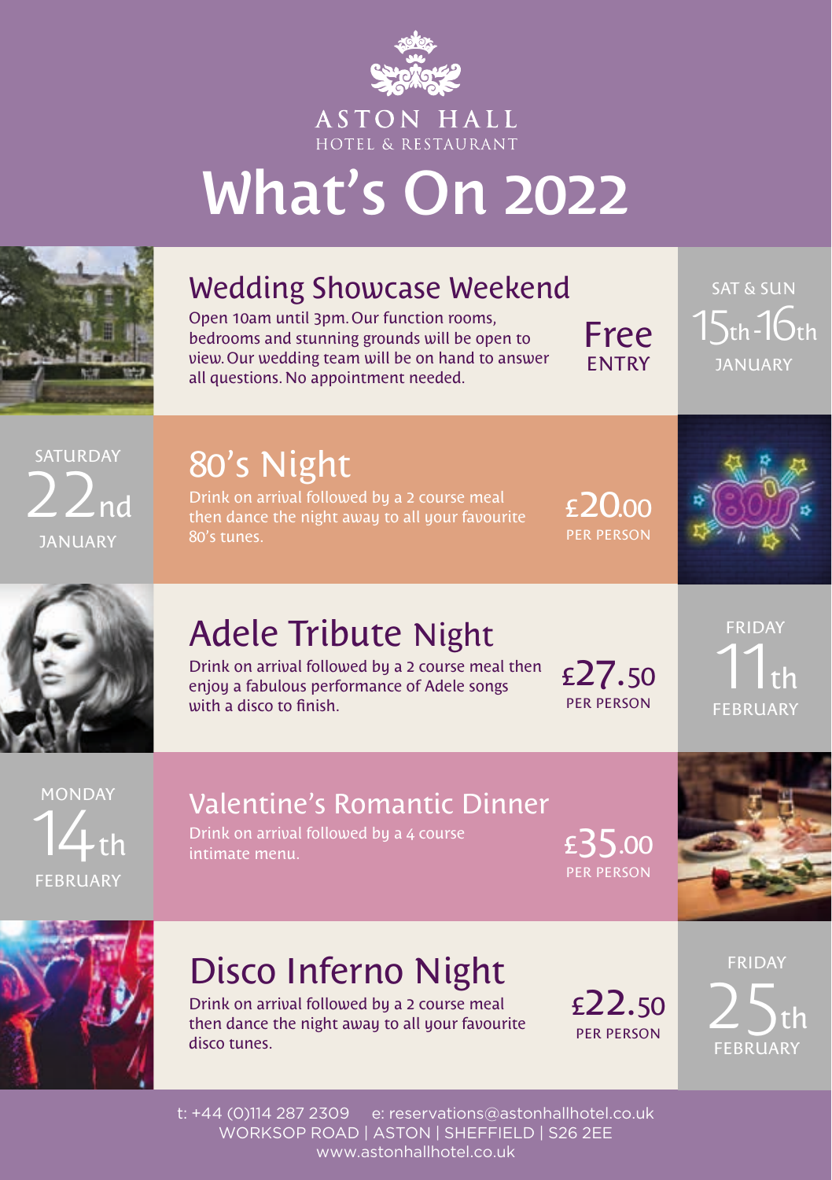ASTON HALL
HOTEL & RESTAURANT

# What's On 2022

## Wedding Showcase Weekend

Open 10am until 3pm. Our function rooms, bedrooms and stunning grounds will be open to view. Our wedding team will be on hand to answer all questions. No appointment needed.

**Free ENTRY**

SAT & SUN 15th-16th JANUARY

## 80's Night

SATURDAY 22nd JANUARY

Drink on arrival followed by a 2 course meal then dance the night away to all your favourite 80's tunes.

**£20.00 PER PERSON**

## Adele Tribute Night

Drink on arrival followed by a 2 course meal then enjoy a fabulous performance of Adele songs with a disco to finish.

**£27.50 PER PERSON**

FRIDAY 11th FEBRUARY

## Valentine's Romantic Dinner

MONDAY 14th FEBRUARY

Drink on arrival followed by a 4 course intimate menu.

**£35.00 PER PERSON**

## Disco Inferno Night

Drink on arrival followed by a 2 course meal then dance the night away to all your favourite disco tunes.

**£22.50 PER PERSON**

FRIDAY 25th FEBRUARY

t: +44 (0)114 287 2309 e: reservations@astonhallhotel.co.uk
WORKSOP ROAD | ASTON | SHEFFIELD | S26 2EE
www.astonhallhotel.co.uk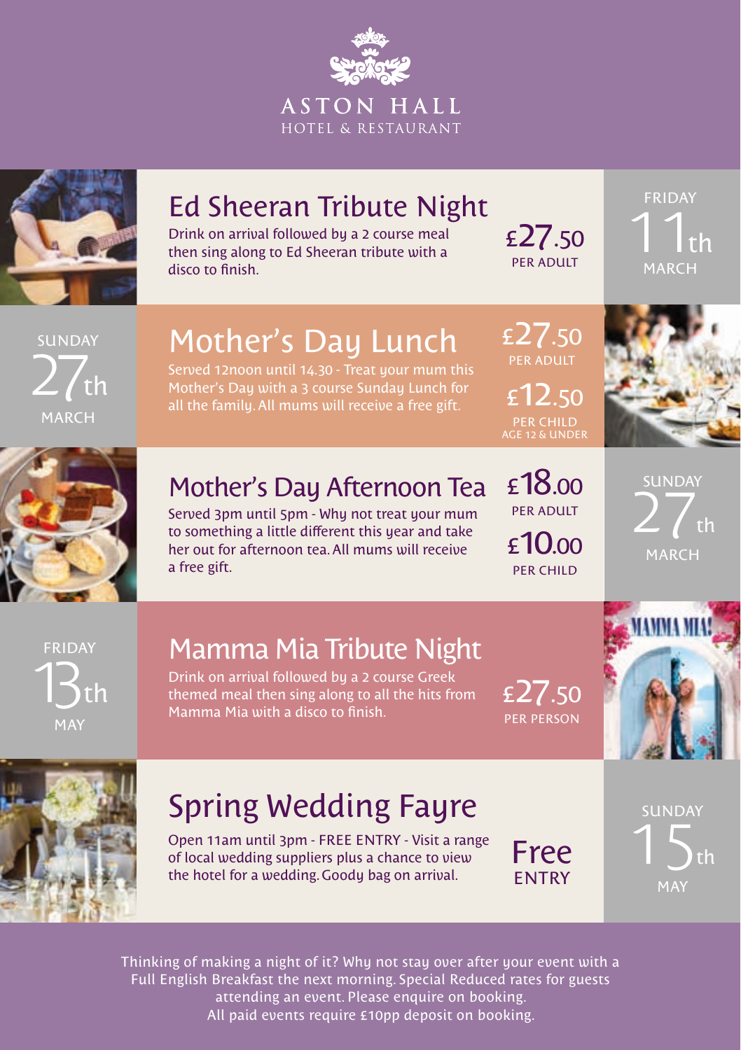# ASTON HALL

HOTEL & RESTAURANT

## Ed Sheeran Tribute Night

FRIDAY 11th MARCH

Drink on arrival followed by a 2 course meal then sing along to Ed Sheeran tribute with a disco to finish.

£27.50 PER ADULT

## Mother's Day Lunch

SUNDAY 27th MARCH

Served 12noon until 14.30 - Treat your mum this Mother's Day with a 3 course Sunday Lunch for all the family. All mums will receive a free gift.

£27.50 PER ADULT

£12.50 PER CHILD AGE 12 & UNDER

## Mother's Day Afternoon Tea

SUNDAY 27th MARCH

Served 3pm until 5pm - Why not treat your mum to something a little different this year and take her out for afternoon tea. All mums will receive a free gift.

£18.00 PER ADULT

£10.00 PER CHILD

## Mamma Mia Tribute Night

FRIDAY 13th MAY

Drink on arrival followed by a 2 course Greek themed meal then sing along to all the hits from Mamma Mia with a disco to finish.

£27.50 PER PERSON

## Spring Wedding Fayre

SUNDAY 15th MAY

Open 11am until 3pm - FREE ENTRY - Visit a range of local wedding suppliers plus a chance to view the hotel for a wedding. Goody bag on arrival.

Free ENTRY

Thinking of making a night of it? Why not stay over after your event with a Full English Breakfast the next morning. Special Reduced rates for guests attending an event. Please enquire on booking.
All paid events require £10pp deposit on booking.